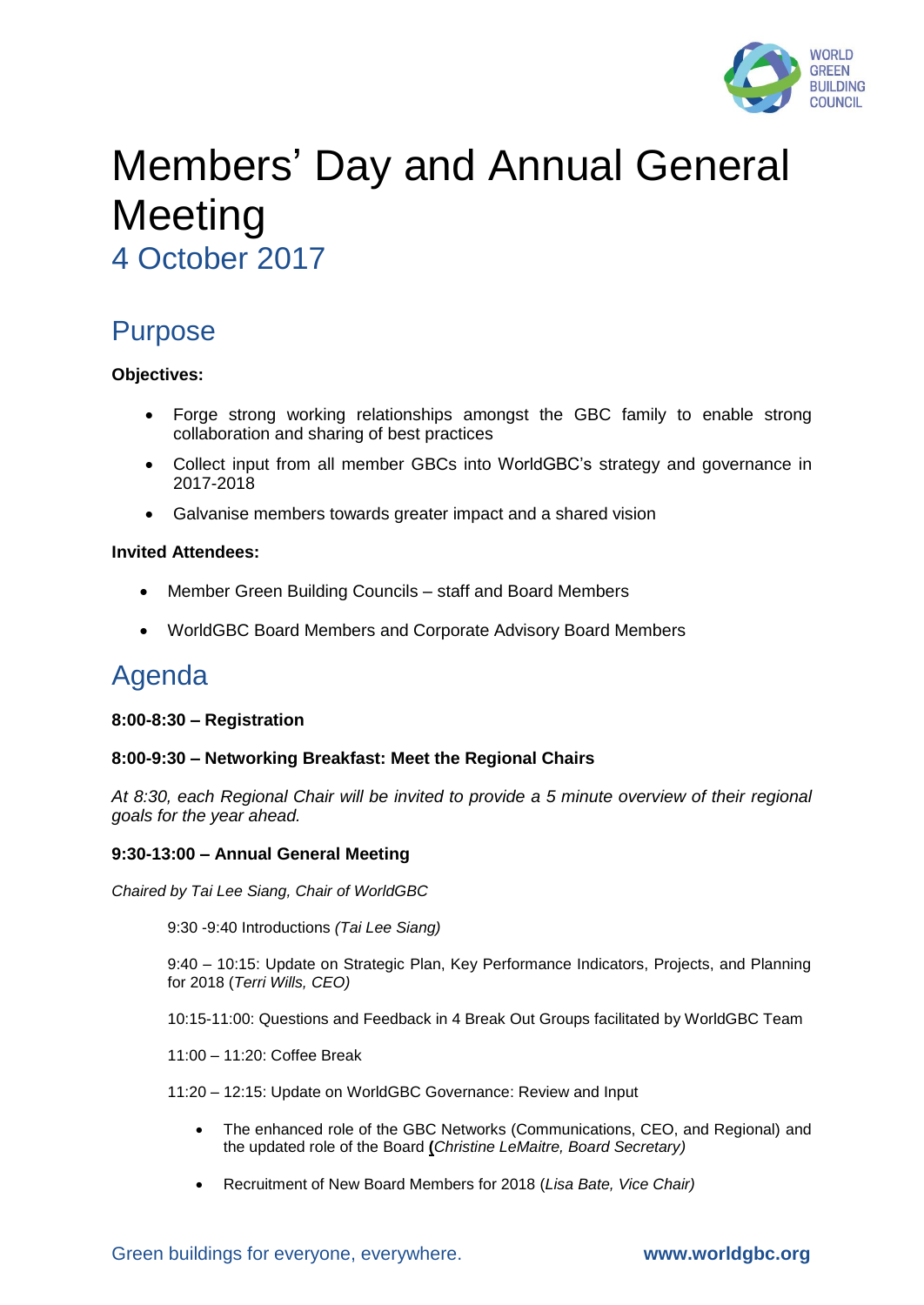# Members' Day and Annual General Meeting

4 October 2017

## Purpose

**Objectives:**

- Forge strong working relationships amongst the GBC family to enable strong collaboration and sharing of best practices
- Collect input from all member GBCs into WorldGBC's strategy and governance in 2017-2018
- Galvanise members towards greater impact and a shared vision

**Invited Attendees:**

- Member Green Building Councils – staff and Board Members
- WorldGBC Board Members and Corporate Advisory Board Members

## Agenda

**8:00-8:30 – Registration**

**8:00-9:30 – Networking Breakfast: Meet the Regional Chairs**

*At 8:30, each Regional Chair will be invited to provide a 5 minute overview of their regional goals for the year ahead.*

**9:30-13:00 – Annual General Meeting**

*Chaired by Tai Lee Siang, Chair of WorldGBC*

9:30 -9:40 Introductions *(Tai Lee Siang)*

9:40 – 10:15: Update on Strategic Plan, Key Performance Indicators, Projects, and Planning for 2018 (*Terri Wills, CEO)*

10:15-11:00: Questions and Feedback in 4 Break Out Groups facilitated by WorldGBC Team

11:00 – 11:20: Coffee Break

11:20 – 12:15: Update on WorldGBC Governance: Review and Input

- The enhanced role of the GBC Networks (Communications, CEO, and Regional) and the updated role of the Board **(***Christine LeMaitre, Board Secretary)*
- Recruitment of New Board Members for 2018 (*Lisa Bate, Vice Chair)*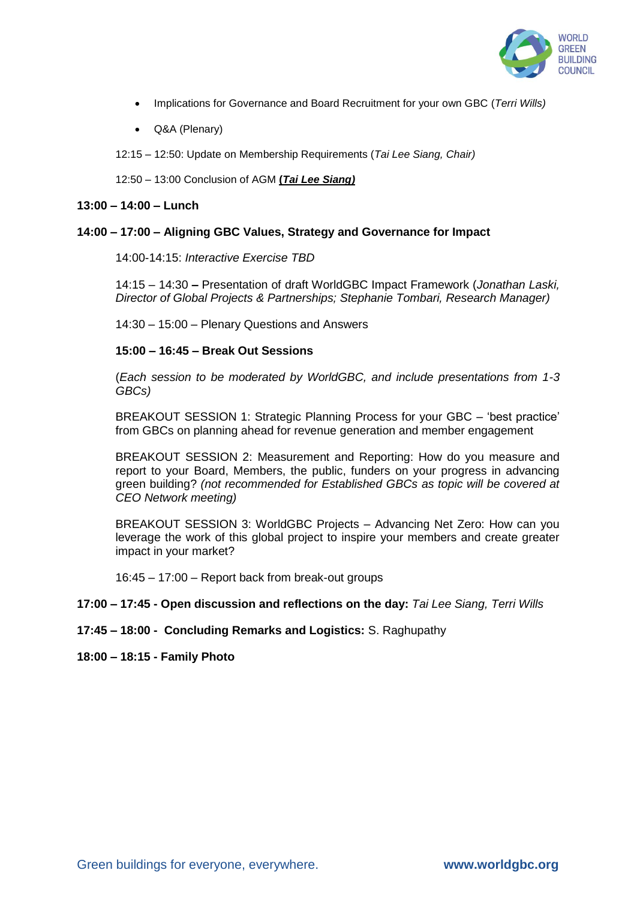- Implications for Governance and Board Recruitment for your own GBC (*Terri Wills)*
- Q&A (Plenary)

12:15 – 12:50: Update on Membership Requirements (*Tai Lee Siang, Chair)*

12:50 – 13:00 Conclusion of AGM ***(Tai Lee Siang)***

**13:00 – 14:00 – Lunch**

**14:00 – 17:00 – Aligning GBC Values, Strategy and Governance for Impact**

14:00-14:15: *Interactive Exercise TBD*

14:15 – 14:30 **–** Presentation of draft WorldGBC Impact Framework (*Jonathan Laski, Director of Global Projects & Partnerships; Stephanie Tombari, Research Manager)*

14:30 – 15:00 – Plenary Questions and Answers

**15:00 – 16:45 – Break Out Sessions**

(*Each session to be moderated by WorldGBC, and include presentations from 1-3 GBCs)*

BREAKOUT SESSION 1: Strategic Planning Process for your GBC – 'best practice' from GBCs on planning ahead for revenue generation and member engagement

BREAKOUT SESSION 2: Measurement and Reporting: How do you measure and report to your Board, Members, the public, funders on your progress in advancing green building? *(not recommended for Established GBCs as topic will be covered at CEO Network meeting)*

BREAKOUT SESSION 3: WorldGBC Projects – Advancing Net Zero: How can you leverage the work of this global project to inspire your members and create greater impact in your market?

16:45 – 17:00 – Report back from break-out groups

**17:00 – 17:45 - Open discussion and reflections on the day:** *Tai Lee Siang, Terri Wills*

**17:45 – 18:00 - Concluding Remarks and Logistics:** S. Raghupathy

**18:00 – 18:15 - Family Photo**